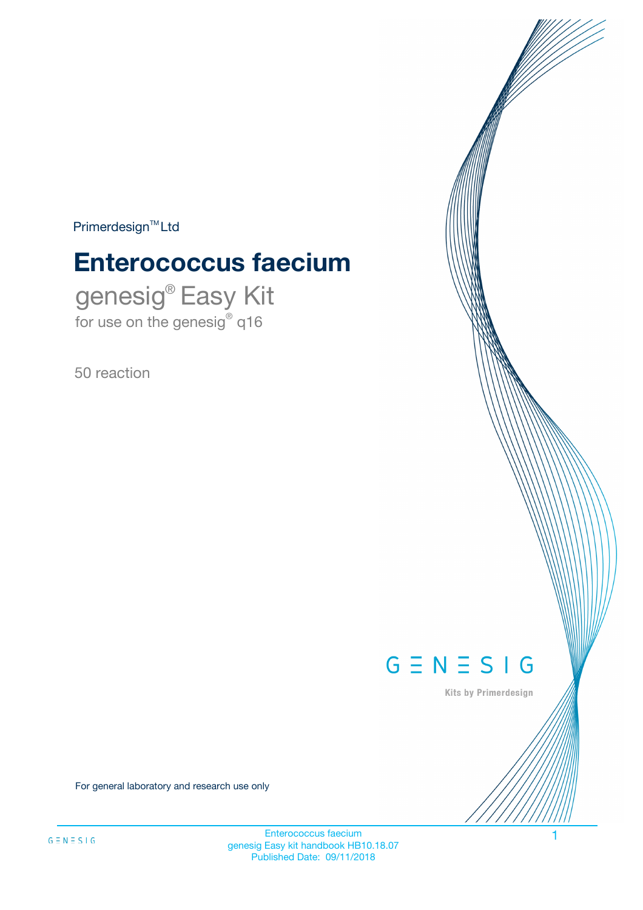Primerdesign™ Ltd

# Enterococcus faecium

## genesig® Easy Kit

for use on the genesig® q16

50 reaction

GENESIG

Kits by Primerdesign

For general laboratory and research use only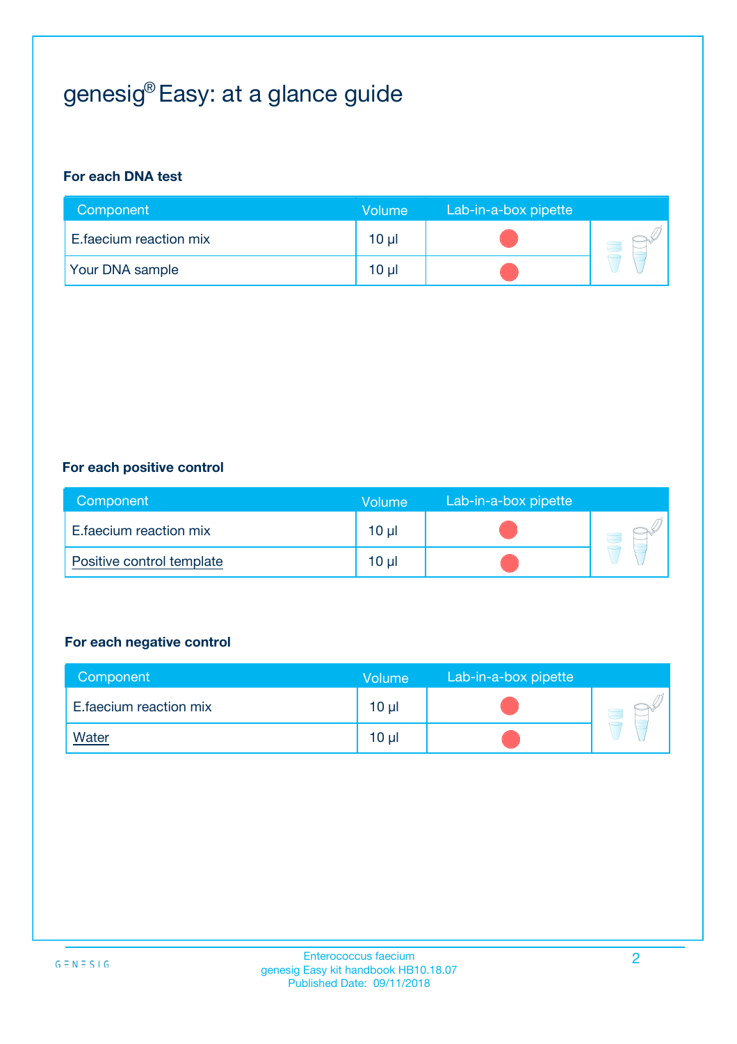# genesig® Easy: at a glance guide

**For each DNA test**

| Component | Volume | Lab-in-a-box pipette |
|---|---|---|
| E.faecium reaction mix | 10 µl | |
| Your DNA sample | 10 µl | |

**For each positive control**

| Component | Volume | Lab-in-a-box pipette |
|---|---|---|
| E.faecium reaction mix | 10 µl | |
| Positive control template | 10 µl | |

**For each negative control**

| Component | Volume | Lab-in-a-box pipette |
|---|---|---|
| E.faecium reaction mix | 10 µl | |
| Water | 10 µl | |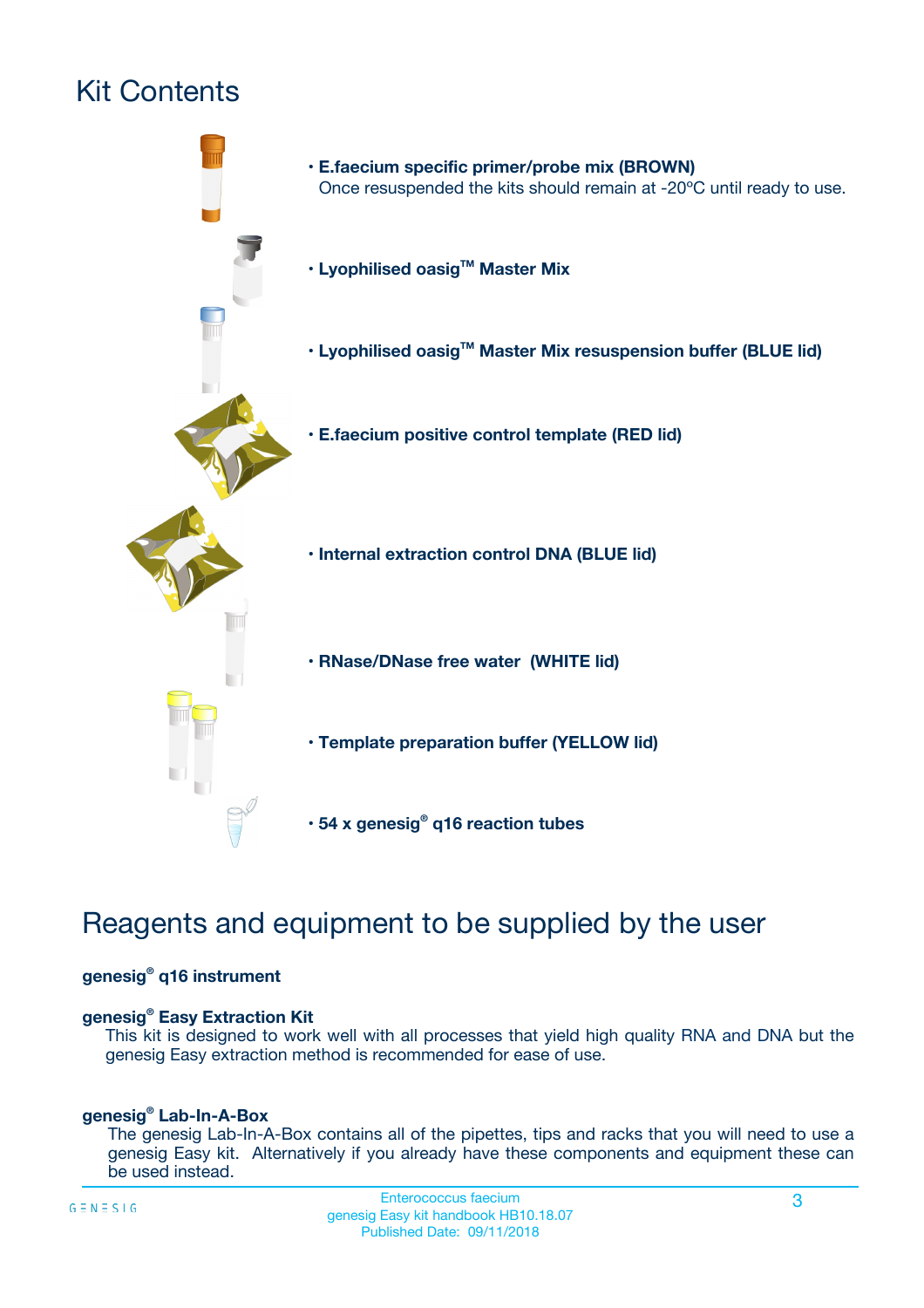# Kit Contents

- **E.faecium specific primer/probe mix (BROWN)**
  Once resuspended the kits should remain at -20ºC until ready to use.
- **Lyophilised oasig™ Master Mix**
- **Lyophilised oasig™ Master Mix resuspension buffer (BLUE lid)**
- **E.faecium positive control template (RED lid)**
- **Internal extraction control DNA (BLUE lid)**
- **RNase/DNase free water (WHITE lid)**
- **Template preparation buffer (YELLOW lid)**
- **54 x genesig® q16 reaction tubes**

# Reagents and equipment to be supplied by the user

**genesig® q16 instrument**

**genesig® Easy Extraction Kit**

This kit is designed to work well with all processes that yield high quality RNA and DNA but the genesig Easy extraction method is recommended for ease of use.

**genesig® Lab-In-A-Box**

The genesig Lab-In-A-Box contains all of the pipettes, tips and racks that you will need to use a genesig Easy kit. Alternatively if you already have these components and equipment these can be used instead.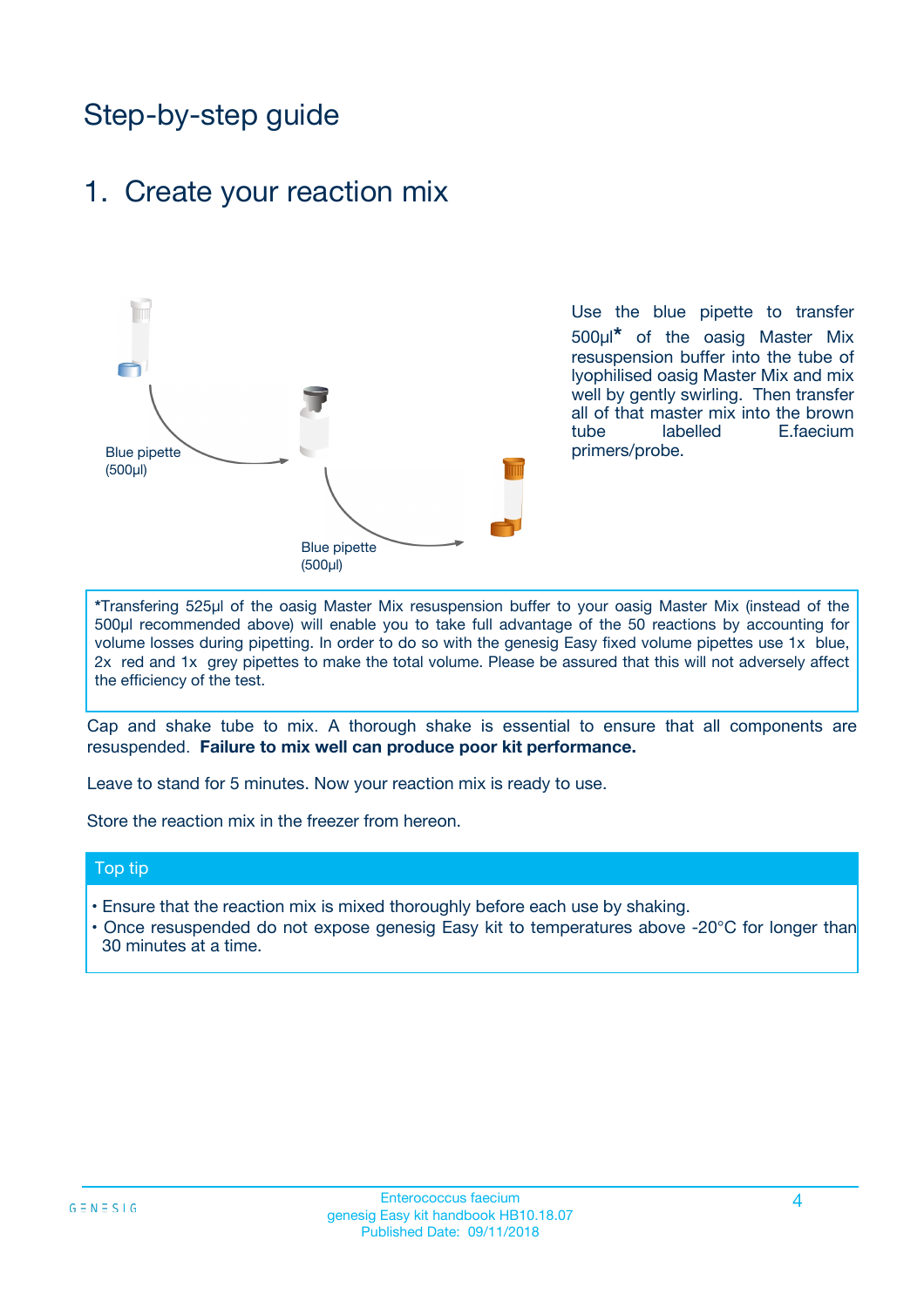# Step-by-step guide

## 1. Create your reaction mix

Blue pipette (500µl)

Blue pipette (500µl)

Use the blue pipette to transfer 500µl* of the oasig Master Mix resuspension buffer into the tube of lyophilised oasig Master Mix and mix well by gently swirling. Then transfer all of that master mix into the brown tube labelled E.faecium primers/probe.

*Transfering 525µl of the oasig Master Mix resuspension buffer to your oasig Master Mix (instead of the 500µl recommended above) will enable you to take full advantage of the 50 reactions by accounting for volume losses during pipetting. In order to do so with the genesig Easy fixed volume pipettes use 1x blue, 2x red and 1x grey pipettes to make the total volume. Please be assured that this will not adversely affect the efficiency of the test.

Cap and shake tube to mix. A thorough shake is essential to ensure that all components are resuspended. **Failure to mix well can produce poor kit performance.**

Leave to stand for 5 minutes. Now your reaction mix is ready to use.

Store the reaction mix in the freezer from hereon.

### Top tip

- Ensure that the reaction mix is mixed thoroughly before each use by shaking.
- Once resuspended do not expose genesig Easy kit to temperatures above -20°C for longer than 30 minutes at a time.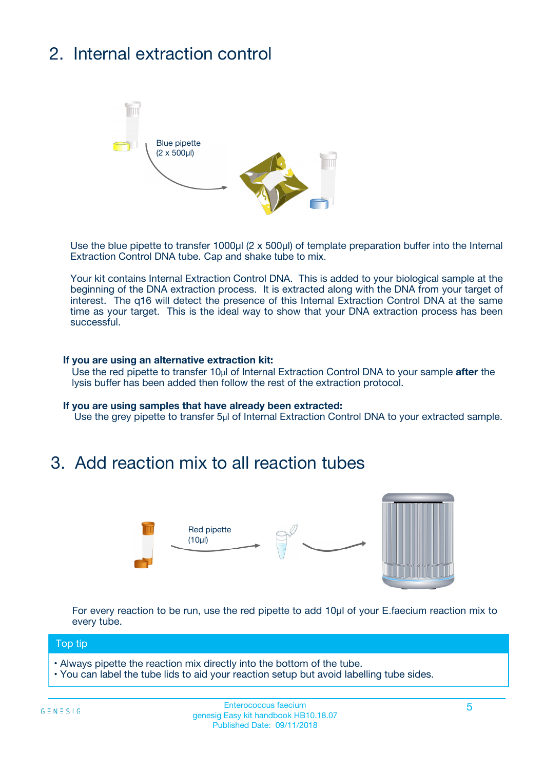## 2. Internal extraction control

Blue pipette
(2 x 500µl)

Use the blue pipette to transfer 1000µl (2 x 500µl) of template preparation buffer into the Internal Extraction Control DNA tube. Cap and shake tube to mix.

Your kit contains Internal Extraction Control DNA. This is added to your biological sample at the beginning of the DNA extraction process. It is extracted along with the DNA from your target of interest. The q16 will detect the presence of this Internal Extraction Control DNA at the same time as your target. This is the ideal way to show that your DNA extraction process has been successful.

**If you are using an alternative extraction kit:**

Use the red pipette to transfer 10µl of Internal Extraction Control DNA to your sample **after** the lysis buffer has been added then follow the rest of the extraction protocol.

**If you are using samples that have already been extracted:**

Use the grey pipette to transfer 5µl of Internal Extraction Control DNA to your extracted sample.

## 3. Add reaction mix to all reaction tubes

Red pipette
(10µl)

For every reaction to be run, use the red pipette to add 10µl of your E.faecium reaction mix to every tube.

**Top tip**

- Always pipette the reaction mix directly into the bottom of the tube.
- You can label the tube lids to aid your reaction setup but avoid labelling tube sides.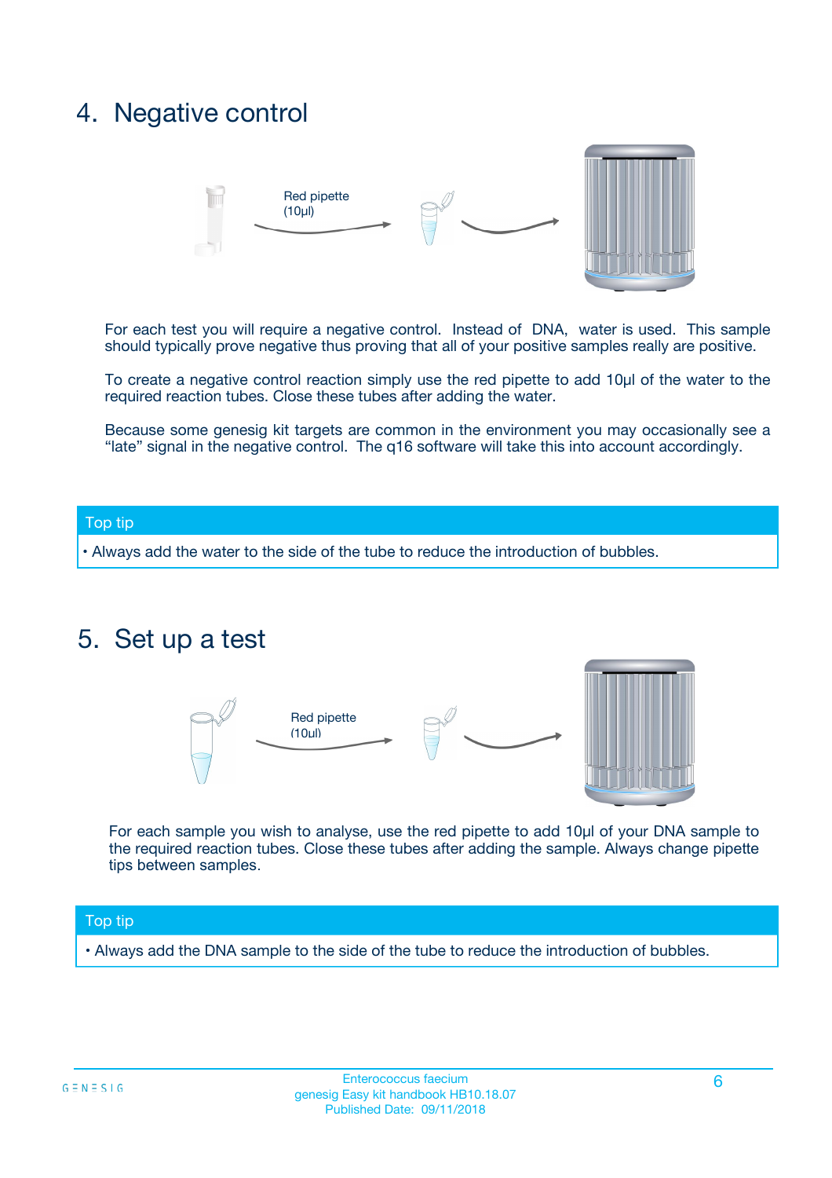## 4. Negative control

Red pipette (10µl)

For each test you will require a negative control. Instead of DNA, water is used. This sample should typically prove negative thus proving that all of your positive samples really are positive.

To create a negative control reaction simply use the red pipette to add 10µl of the water to the required reaction tubes. Close these tubes after adding the water.

Because some genesig kit targets are common in the environment you may occasionally see a “late” signal in the negative control. The q16 software will take this into account accordingly.

**Top tip**

- Always add the water to the side of the tube to reduce the introduction of bubbles.

## 5. Set up a test

Red pipette (10µl)

For each sample you wish to analyse, use the red pipette to add 10µl of your DNA sample to the required reaction tubes. Close these tubes after adding the sample. Always change pipette tips between samples.

**Top tip**

- Always add the DNA sample to the side of the tube to reduce the introduction of bubbles.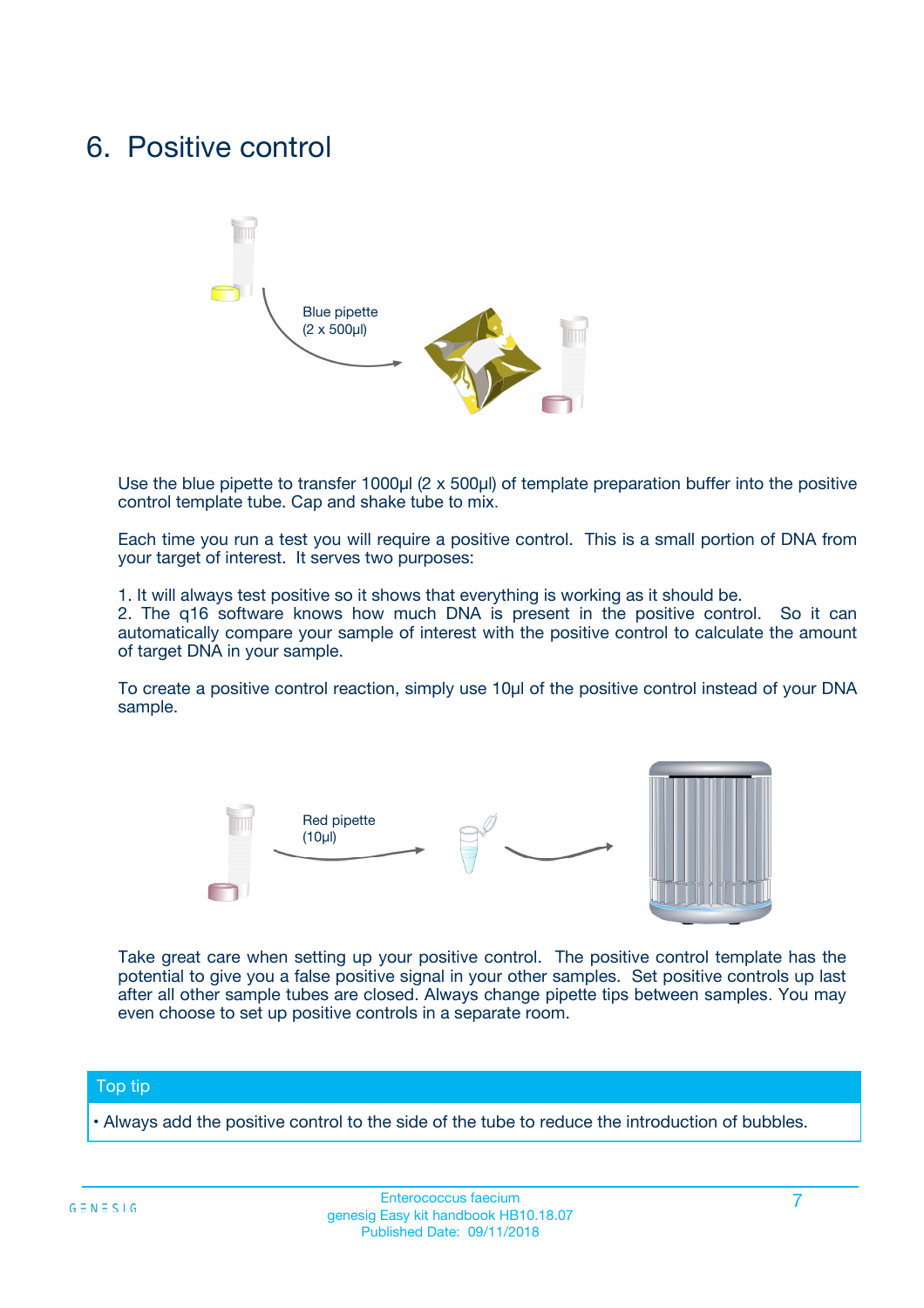# 6. Positive control

Blue pipette
(2 x 500µl)

Use the blue pipette to transfer 1000µl (2 x 500µl) of template preparation buffer into the positive control template tube. Cap and shake tube to mix.

Each time you run a test you will require a positive control. This is a small portion of DNA from your target of interest. It serves two purposes:

1. It will always test positive so it shows that everything is working as it should be.
2. The q16 software knows how much DNA is present in the positive control. So it can automatically compare your sample of interest with the positive control to calculate the amount of target DNA in your sample.

To create a positive control reaction, simply use 10µl of the positive control instead of your DNA sample.

Red pipette
(10µl)

Take great care when setting up your positive control. The positive control template has the potential to give you a false positive signal in your other samples. Set positive controls up last after all other sample tubes are closed. Always change pipette tips between samples. You may even choose to set up positive controls in a separate room.

## Top tip

- Always add the positive control to the side of the tube to reduce the introduction of bubbles.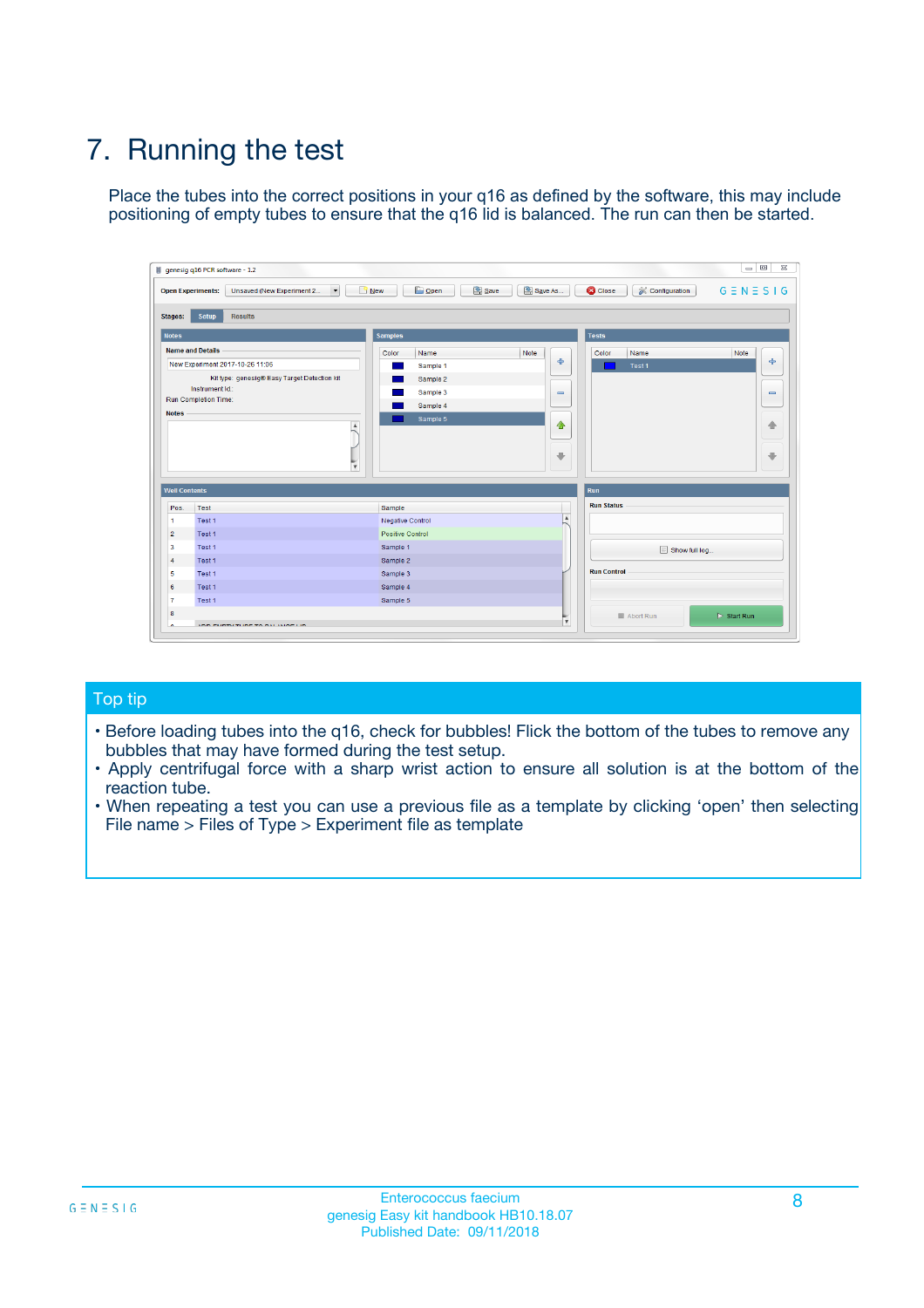# 7. Running the test

Place the tubes into the correct positions in your q16 as defined by the software, this may include positioning of empty tubes to ensure that the q16 lid is balanced. The run can then be started.

## Top tip

- Before loading tubes into the q16, check for bubbles! Flick the bottom of the tubes to remove any bubbles that may have formed during the test setup.
- Apply centrifugal force with a sharp wrist action to ensure all solution is at the bottom of the reaction tube.
- When repeating a test you can use a previous file as a template by clicking 'open' then selecting File name > Files of Type > Experiment file as template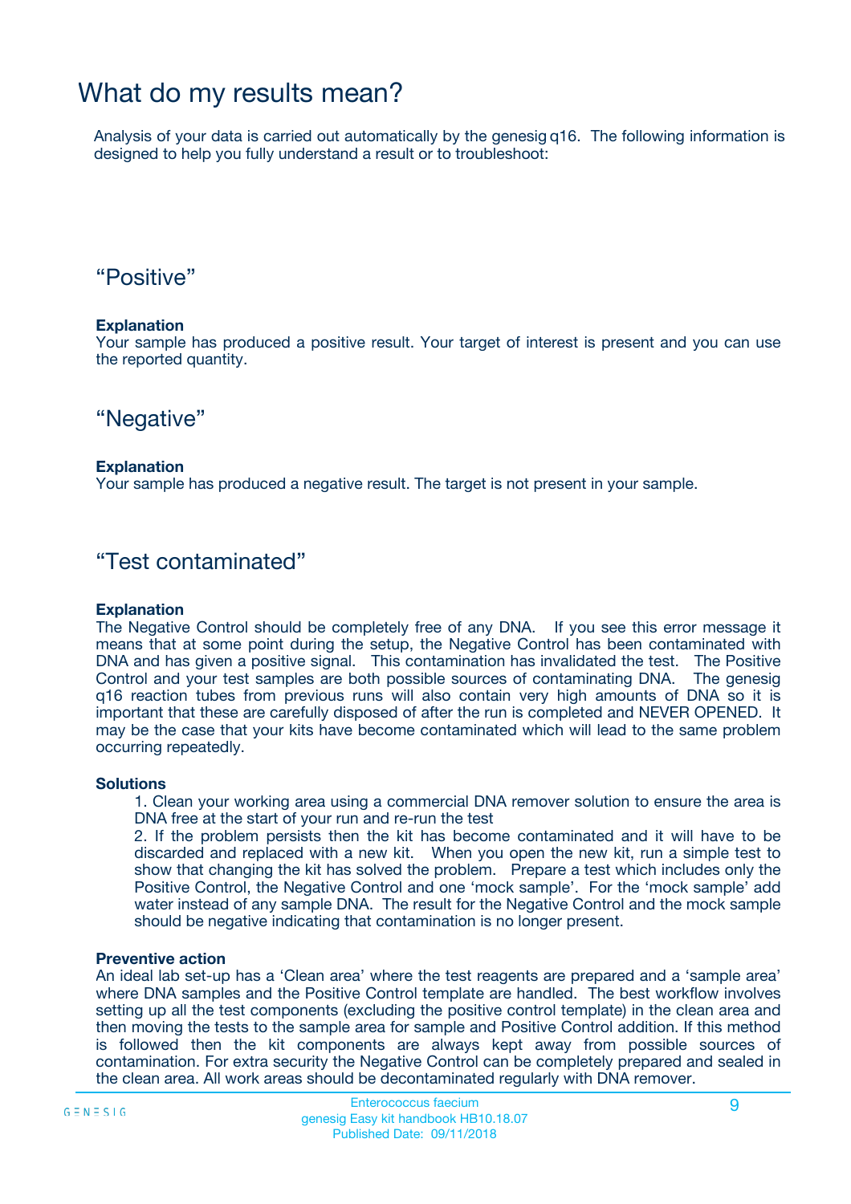# What do my results mean?

Analysis of your data is carried out automatically by the genesig q16. The following information is designed to help you fully understand a result or to troubleshoot:

## “Positive”

**Explanation**
Your sample has produced a positive result. Your target of interest is present and you can use the reported quantity.

## “Negative”

**Explanation**
Your sample has produced a negative result. The target is not present in your sample.

## “Test contaminated”

**Explanation**
The Negative Control should be completely free of any DNA. If you see this error message it means that at some point during the setup, the Negative Control has been contaminated with DNA and has given a positive signal. This contamination has invalidated the test. The Positive Control and your test samples are both possible sources of contaminating DNA. The genesig q16 reaction tubes from previous runs will also contain very high amounts of DNA so it is important that these are carefully disposed of after the run is completed and NEVER OPENED. It may be the case that your kits have become contaminated which will lead to the same problem occurring repeatedly.

**Solutions**

1. Clean your working area using a commercial DNA remover solution to ensure the area is DNA free at the start of your run and re-run the test
2. If the problem persists then the kit has become contaminated and it will have to be discarded and replaced with a new kit. When you open the new kit, run a simple test to show that changing the kit has solved the problem. Prepare a test which includes only the Positive Control, the Negative Control and one ‘mock sample’. For the ‘mock sample’ add water instead of any sample DNA. The result for the Negative Control and the mock sample should be negative indicating that contamination is no longer present.

**Preventive action**
An ideal lab set-up has a ‘Clean area’ where the test reagents are prepared and a ‘sample area’ where DNA samples and the Positive Control template are handled. The best workflow involves setting up all the test components (excluding the positive control template) in the clean area and then moving the tests to the sample area for sample and Positive Control addition. If this method is followed then the kit components are always kept away from possible sources of contamination. For extra security the Negative Control can be completely prepared and sealed in the clean area. All work areas should be decontaminated regularly with DNA remover.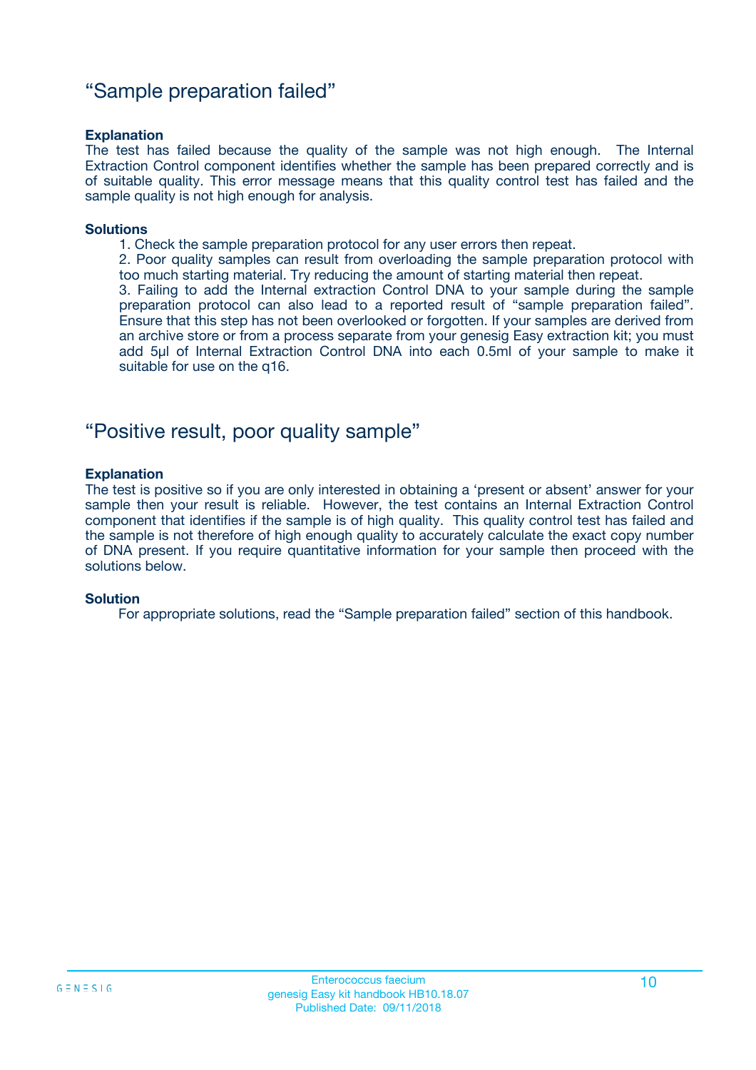## “Sample preparation failed”

**Explanation**

The test has failed because the quality of the sample was not high enough. The Internal Extraction Control component identifies whether the sample has been prepared correctly and is of suitable quality. This error message means that this quality control test has failed and the sample quality is not high enough for analysis.

**Solutions**

1. Check the sample preparation protocol for any user errors then repeat.
2. Poor quality samples can result from overloading the sample preparation protocol with too much starting material. Try reducing the amount of starting material then repeat.
3. Failing to add the Internal extraction Control DNA to your sample during the sample preparation protocol can also lead to a reported result of “sample preparation failed”. Ensure that this step has not been overlooked or forgotten. If your samples are derived from an archive store or from a process separate from your genesig Easy extraction kit; you must add 5µl of Internal Extraction Control DNA into each 0.5ml of your sample to make it suitable for use on the q16.

## “Positive result, poor quality sample”

**Explanation**

The test is positive so if you are only interested in obtaining a ‘present or absent’ answer for your sample then your result is reliable. However, the test contains an Internal Extraction Control component that identifies if the sample is of high quality. This quality control test has failed and the sample is not therefore of high enough quality to accurately calculate the exact copy number of DNA present. If you require quantitative information for your sample then proceed with the solutions below.

**Solution**

For appropriate solutions, read the “Sample preparation failed” section of this handbook.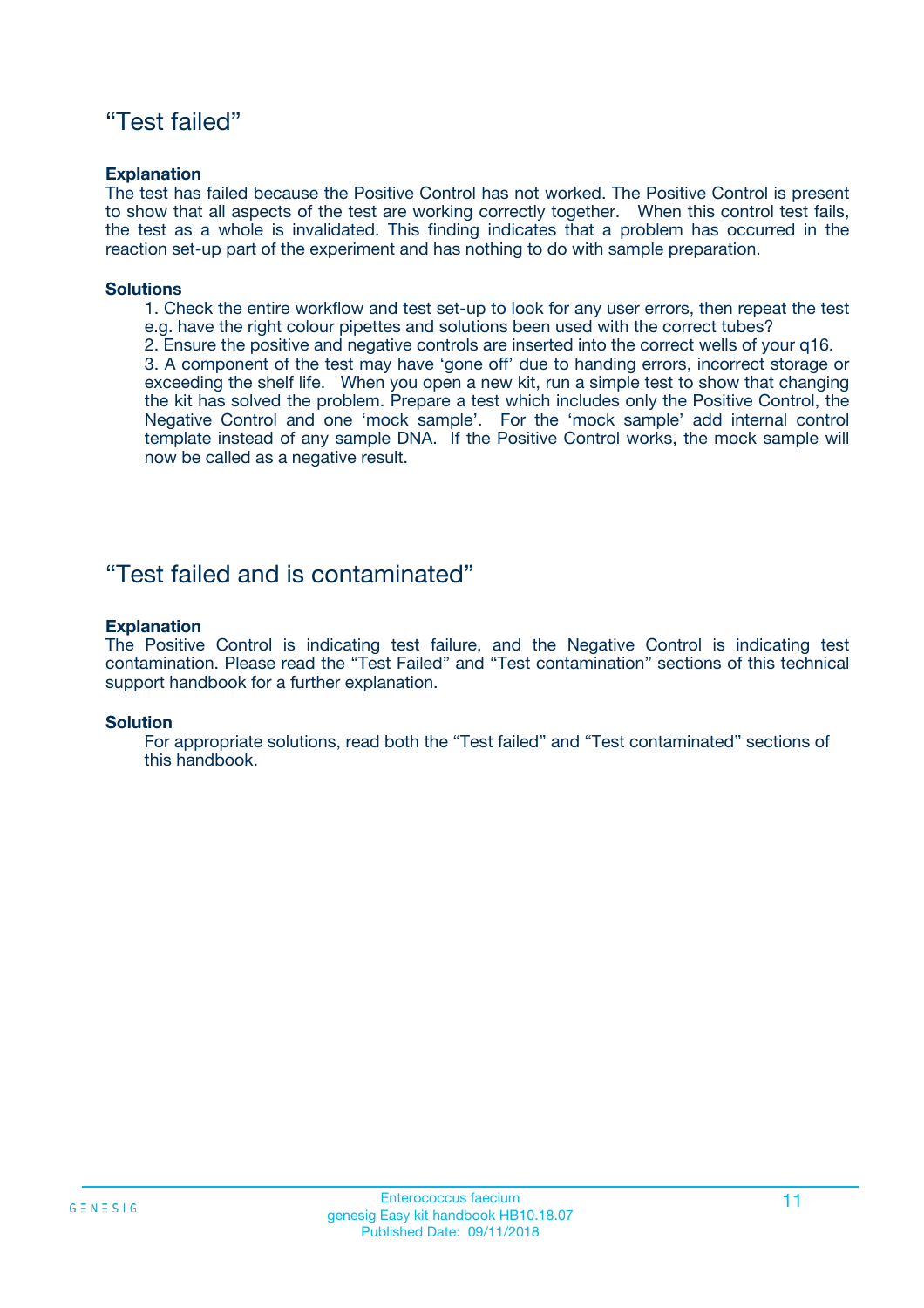## “Test failed”

**Explanation**

The test has failed because the Positive Control has not worked. The Positive Control is present to show that all aspects of the test are working correctly together. When this control test fails, the test as a whole is invalidated. This finding indicates that a problem has occurred in the reaction set-up part of the experiment and has nothing to do with sample preparation.

**Solutions**

1. Check the entire workflow and test set-up to look for any user errors, then repeat the test e.g. have the right colour pipettes and solutions been used with the correct tubes?
2. Ensure the positive and negative controls are inserted into the correct wells of your q16.
3. A component of the test may have ‘gone off’ due to handing errors, incorrect storage or exceeding the shelf life. When you open a new kit, run a simple test to show that changing the kit has solved the problem. Prepare a test which includes only the Positive Control, the Negative Control and one ‘mock sample’. For the ‘mock sample’ add internal control template instead of any sample DNA. If the Positive Control works, the mock sample will now be called as a negative result.

## “Test failed and is contaminated”

**Explanation**

The Positive Control is indicating test failure, and the Negative Control is indicating test contamination. Please read the “Test Failed” and “Test contamination” sections of this technical support handbook for a further explanation.

**Solution**

For appropriate solutions, read both the “Test failed” and “Test contaminated” sections of this handbook.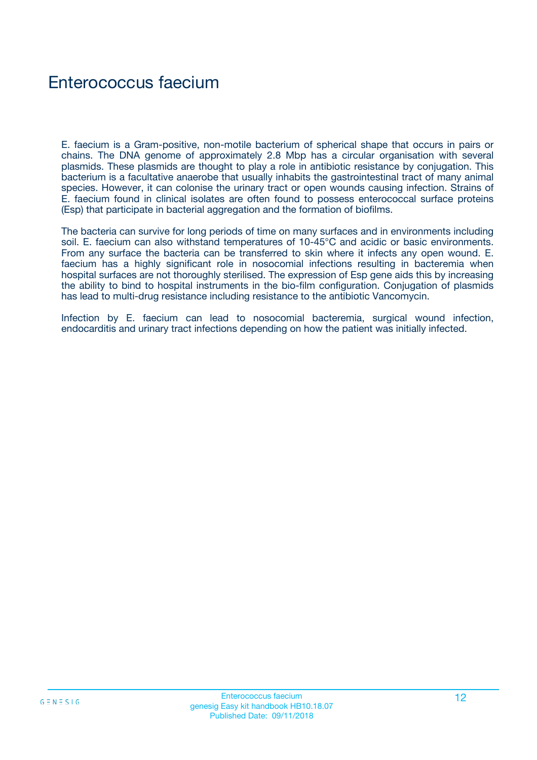# Enterococcus faecium

E. faecium is a Gram-positive, non-motile bacterium of spherical shape that occurs in pairs or chains. The DNA genome of approximately 2.8 Mbp has a circular organisation with several plasmids. These plasmids are thought to play a role in antibiotic resistance by conjugation. This bacterium is a facultative anaerobe that usually inhabits the gastrointestinal tract of many animal species. However, it can colonise the urinary tract or open wounds causing infection. Strains of E. faecium found in clinical isolates are often found to possess enterococcal surface proteins (Esp) that participate in bacterial aggregation and the formation of biofilms.

The bacteria can survive for long periods of time on many surfaces and in environments including soil. E. faecium can also withstand temperatures of 10-45°C and acidic or basic environments. From any surface the bacteria can be transferred to skin where it infects any open wound. E. faecium has a highly significant role in nosocomial infections resulting in bacteremia when hospital surfaces are not thoroughly sterilised. The expression of Esp gene aids this by increasing the ability to bind to hospital instruments in the bio-film configuration. Conjugation of plasmids has lead to multi-drug resistance including resistance to the antibiotic Vancomycin.

Infection by E. faecium can lead to nosocomial bacteremia, surgical wound infection, endocarditis and urinary tract infections depending on how the patient was initially infected.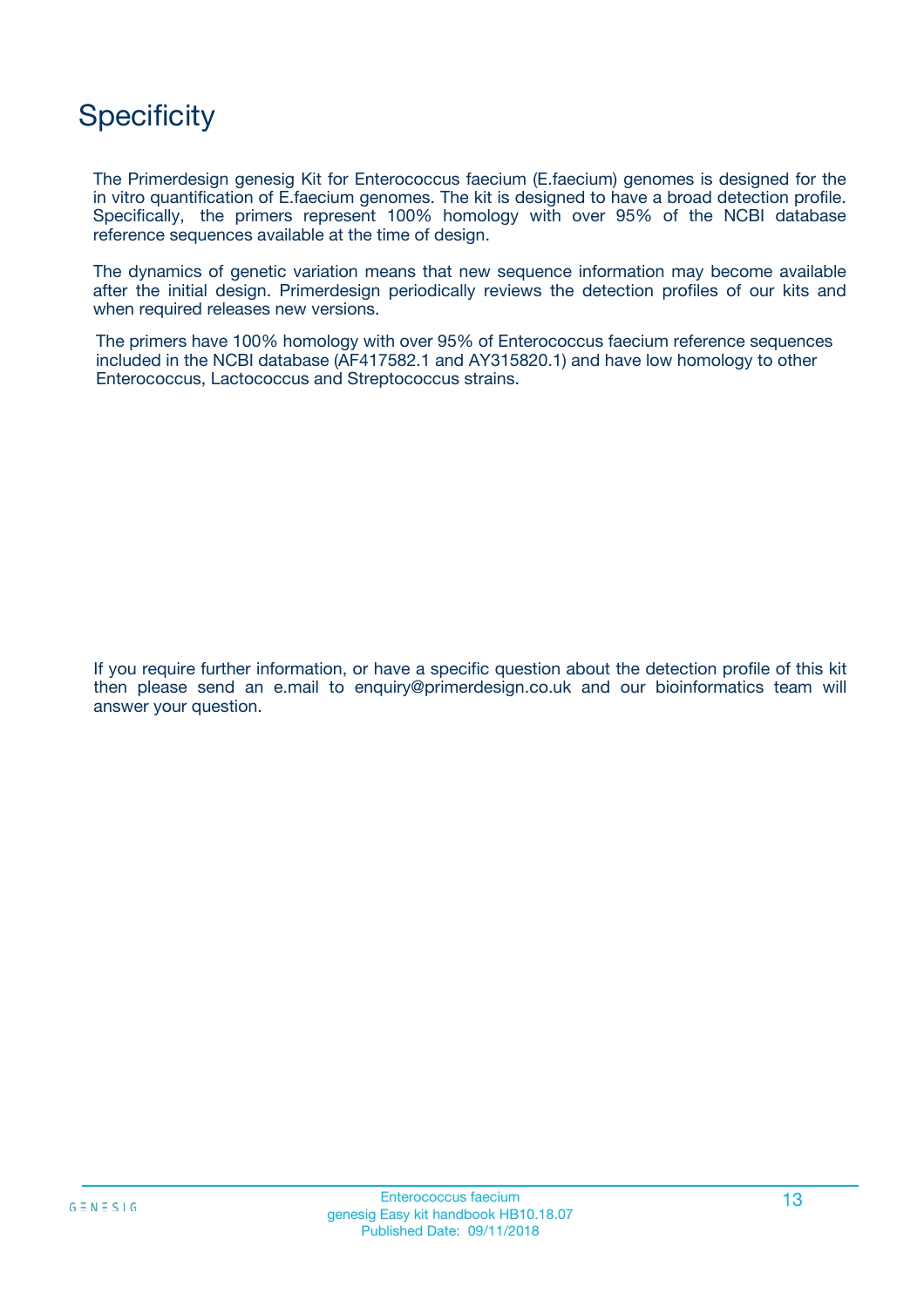# Specificity

The Primerdesign genesig Kit for Enterococcus faecium (E.faecium) genomes is designed for the in vitro quantification of E.faecium genomes. The kit is designed to have a broad detection profile. Specifically, the primers represent 100% homology with over 95% of the NCBI database reference sequences available at the time of design.

The dynamics of genetic variation means that new sequence information may become available after the initial design. Primerdesign periodically reviews the detection profiles of our kits and when required releases new versions.

The primers have 100% homology with over 95% of Enterococcus faecium reference sequences included in the NCBI database (AF417582.1 and AY315820.1) and have low homology to other Enterococcus, Lactococcus and Streptococcus strains.

If you require further information, or have a specific question about the detection profile of this kit then please send an e.mail to enquiry@primerdesign.co.uk and our bioinformatics team will answer your question.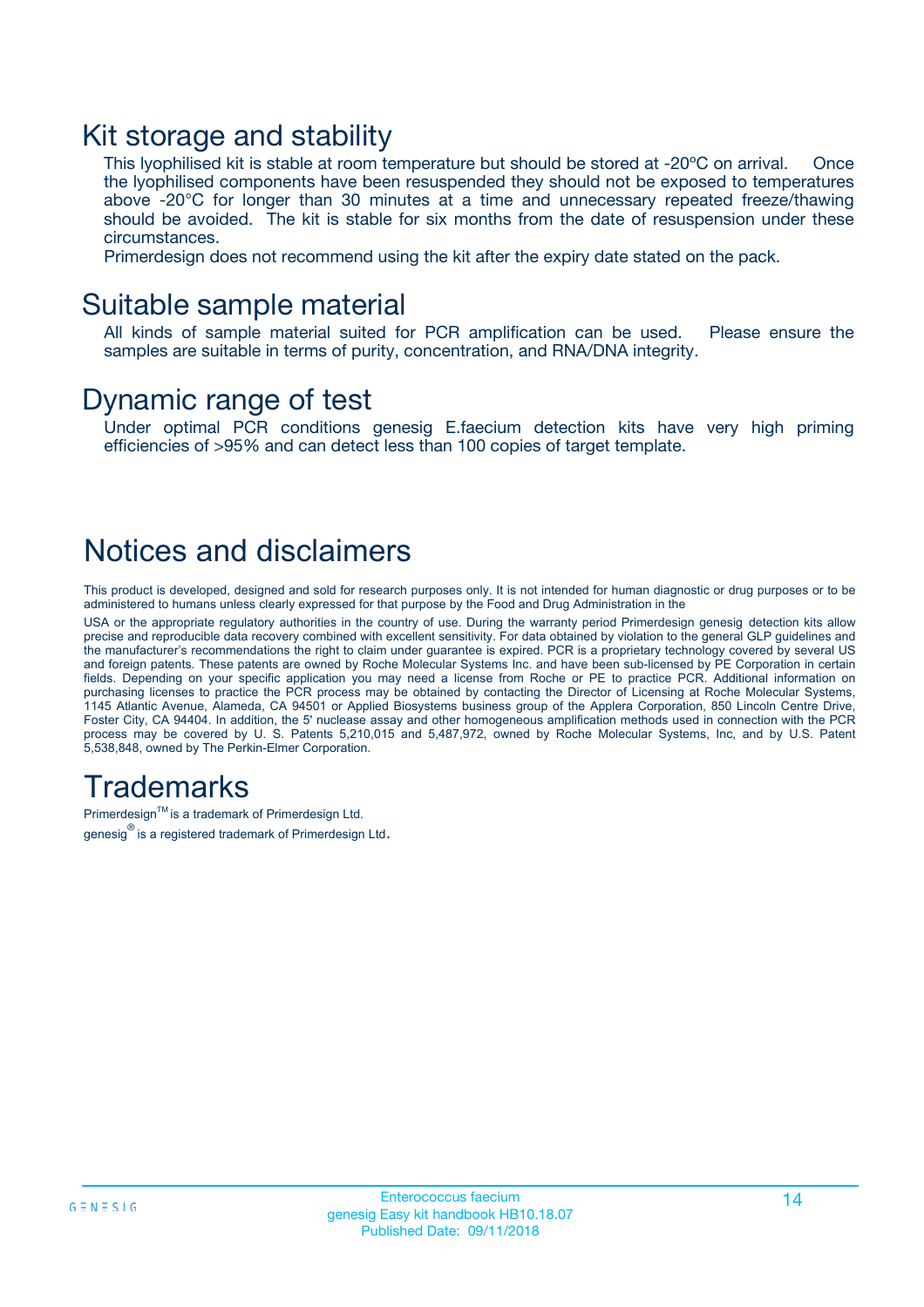# Kit storage and stability

This lyophilised kit is stable at room temperature but should be stored at -20ºC on arrival. Once the lyophilised components have been resuspended they should not be exposed to temperatures above -20°C for longer than 30 minutes at a time and unnecessary repeated freeze/thawing should be avoided. The kit is stable for six months from the date of resuspension under these circumstances.

Primerdesign does not recommend using the kit after the expiry date stated on the pack.

# Suitable sample material

All kinds of sample material suited for PCR amplification can be used. Please ensure the samples are suitable in terms of purity, concentration, and RNA/DNA integrity.

# Dynamic range of test

Under optimal PCR conditions genesig E.faecium detection kits have very high priming efficiencies of >95% and can detect less than 100 copies of target template.

# Notices and disclaimers

This product is developed, designed and sold for research purposes only. It is not intended for human diagnostic or drug purposes or to be administered to humans unless clearly expressed for that purpose by the Food and Drug Administration in the

USA or the appropriate regulatory authorities in the country of use. During the warranty period Primerdesign genesig detection kits allow precise and reproducible data recovery combined with excellent sensitivity. For data obtained by violation to the general GLP guidelines and the manufacturer's recommendations the right to claim under guarantee is expired. PCR is a proprietary technology covered by several US and foreign patents. These patents are owned by Roche Molecular Systems Inc. and have been sub-licensed by PE Corporation in certain fields. Depending on your specific application you may need a license from Roche or PE to practice PCR. Additional information on purchasing licenses to practice the PCR process may be obtained by contacting the Director of Licensing at Roche Molecular Systems, 1145 Atlantic Avenue, Alameda, CA 94501 or Applied Biosystems business group of the Applera Corporation, 850 Lincoln Centre Drive, Foster City, CA 94404. In addition, the 5' nuclease assay and other homogeneous amplification methods used in connection with the PCR process may be covered by U. S. Patents 5,210,015 and 5,487,972, owned by Roche Molecular Systems, Inc, and by U.S. Patent 5,538,848, owned by The Perkin-Elmer Corporation.

# Trademarks

Primerdesign™ is a trademark of Primerdesign Ltd.

genesig® is a registered trademark of Primerdesign Ltd.